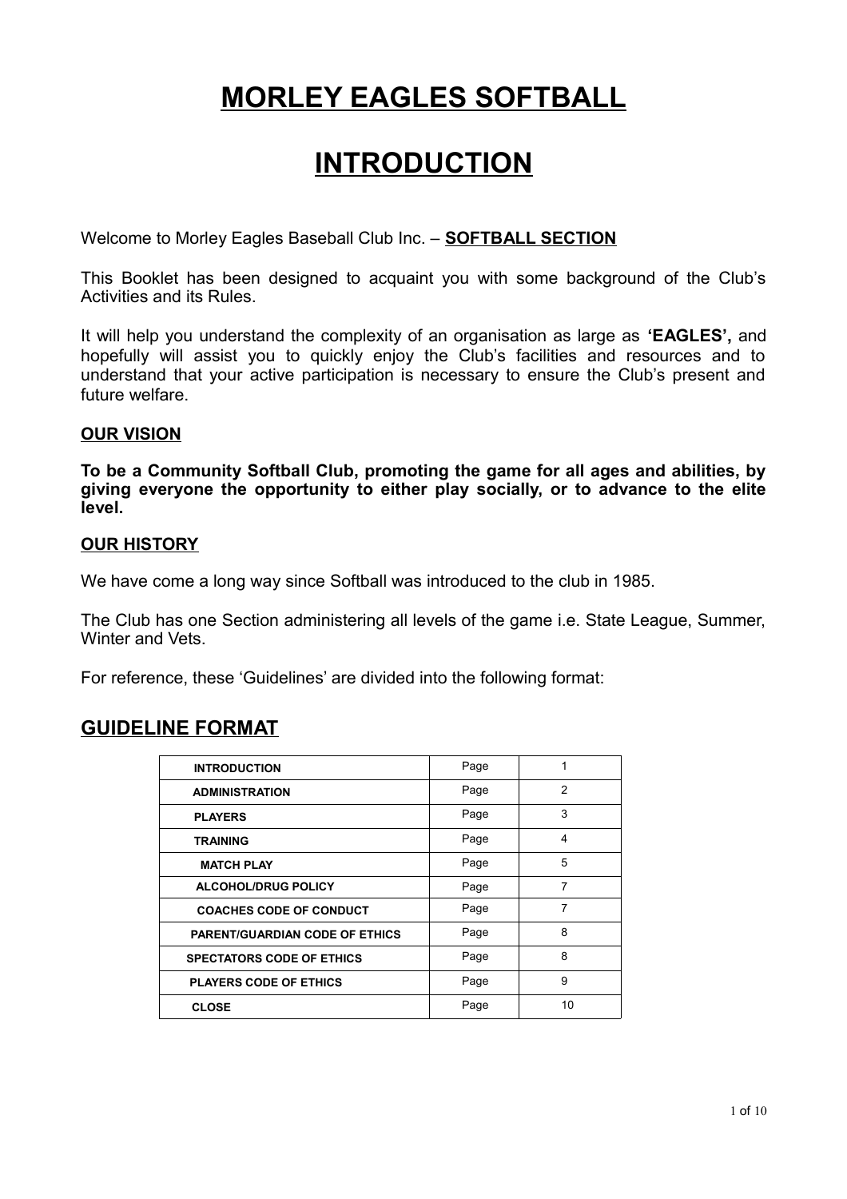# MORLEY EAGLES SOFTBALL

# INTRODUCTION

Welcome to Morley Eagles Baseball Club Inc. – **SOFTBALL SECTION**

This Booklet has been designed to acquaint you with some background of the Club's Activities and its Rules.

It will help you understand the complexity of an organisation as large as **'EAGLES',** and hopefully will assist you to quickly enjoy the Club's facilities and resources and to understand that your active participation is necessary to ensure the Club's present and future welfare.

### OUR VISION

**To be a Community Softball Club, promoting the game for all ages and abilities, by giving everyone the opportunity to either play socially, or to advance to the elite level.**

### OUR HISTORY

We have come a long way since Softball was introduced to the club in 1985.

The Club has one Section administering all levels of the game i.e. State League, Summer, Winter and Vets.

For reference, these 'Guidelines' are divided into the following format:

## GUIDELINE FORMAT

| | | |
|---|---|---|
| **INTRODUCTION** | Page | 1 |
| **ADMINISTRATION** | Page | 2 |
| **PLAYERS** | Page | 3 |
| **TRAINING** | Page | 4 |
| **MATCH PLAY** | Page | 5 |
| **ALCOHOL/DRUG POLICY** | Page | 7 |
| **COACHES CODE OF CONDUCT** | Page | 7 |
| **PARENT/GUARDIAN CODE OF ETHICS** | Page | 8 |
| **SPECTATORS CODE OF ETHICS** | Page | 8 |
| **PLAYERS CODE OF ETHICS** | Page | 9 |
| **CLOSE** | Page | 10 |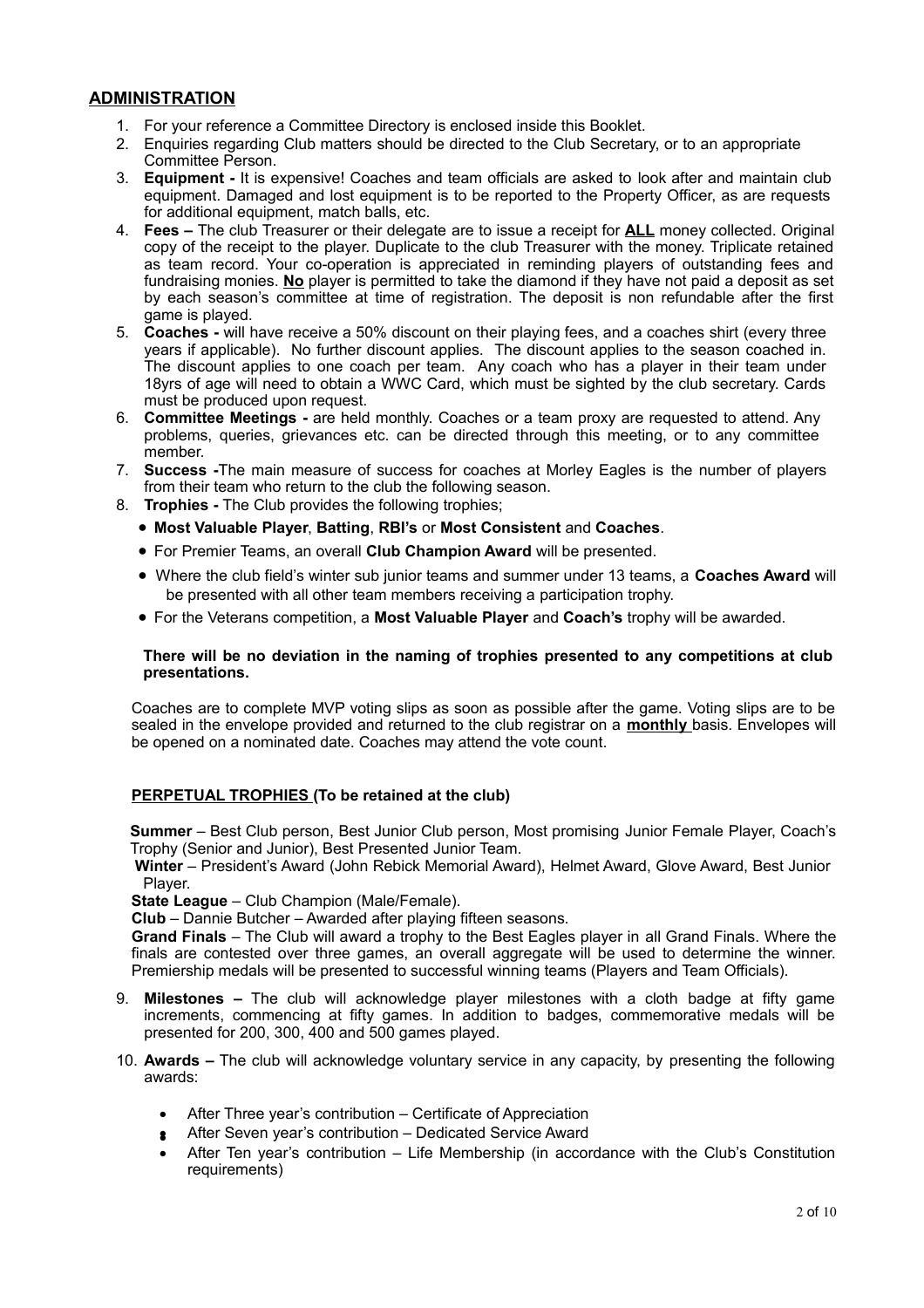## ADMINISTRATION

1. For your reference a Committee Directory is enclosed inside this Booklet.
2. Enquiries regarding Club matters should be directed to the Club Secretary, or to an appropriate Committee Person.
3. **Equipment -** It is expensive! Coaches and team officials are asked to look after and maintain club equipment. Damaged and lost equipment is to be reported to the Property Officer, as are requests for additional equipment, match balls, etc.
4. **Fees –** The club Treasurer or their delegate are to issue a receipt for **ALL** money collected. Original copy of the receipt to the player. Duplicate to the club Treasurer with the money. Triplicate retained as team record. Your co-operation is appreciated in reminding players of outstanding fees and fundraising monies. **No** player is permitted to take the diamond if they have not paid a deposit as set by each season's committee at time of registration. The deposit is non refundable after the first game is played.
5. **Coaches -** will have receive a 50% discount on their playing fees, and a coaches shirt (every three years if applicable). No further discount applies. The discount applies to the season coached in. The discount applies to one coach per team. Any coach who has a player in their team under 18yrs of age will need to obtain a WWC Card, which must be sighted by the club secretary. Cards must be produced upon request.
6. **Committee Meetings -** are held monthly. Coaches or a team proxy are requested to attend. Any problems, queries, grievances etc. can be directed through this meeting, or to any committee member.
7. **Success -**The main measure of success for coaches at Morley Eagles is the number of players from their team who return to the club the following season.
8. **Trophies -** The Club provides the following trophies;
   - **Most Valuable Player**, **Batting**, **RBI's** or **Most Consistent** and **Coaches**.
   - For Premier Teams, an overall **Club Champion Award** will be presented.
   - Where the club field's winter sub junior teams and summer under 13 teams, a **Coaches Award** will be presented with all other team members receiving a participation trophy.
   - For the Veterans competition, a **Most Valuable Player** and **Coach's** trophy will be awarded.

   **There will be no deviation in the naming of trophies presented to any competitions at club presentations.**

   Coaches are to complete MVP voting slips as soon as possible after the game. Voting slips are to be sealed in the envelope provided and returned to the club registrar on a **monthly** basis. Envelopes will be opened on a nominated date. Coaches may attend the vote count.

   **PERPETUAL TROPHIES (To be retained at the club)**

   **Summer** – Best Club person, Best Junior Club person, Most promising Junior Female Player, Coach's Trophy (Senior and Junior), Best Presented Junior Team.
   **Winter** – President's Award (John Rebick Memorial Award), Helmet Award, Glove Award, Best Junior Player.
   **State League** – Club Champion (Male/Female).
   **Club** – Dannie Butcher – Awarded after playing fifteen seasons.
   **Grand Finals** – The Club will award a trophy to the Best Eagles player in all Grand Finals. Where the finals are contested over three games, an overall aggregate will be used to determine the winner. Premiership medals will be presented to successful winning teams (Players and Team Officials).

9. **Milestones –** The club will acknowledge player milestones with a cloth badge at fifty game increments, commencing at fifty games. In addition to badges, commemorative medals will be presented for 200, 300, 400 and 500 games played.
10. **Awards –** The club will acknowledge voluntary service in any capacity, by presenting the following awards:
    - After Three year's contribution – Certificate of Appreciation
    - After Seven year's contribution – Dedicated Service Award
    - After Ten year's contribution – Life Membership (in accordance with the Club's Constitution requirements)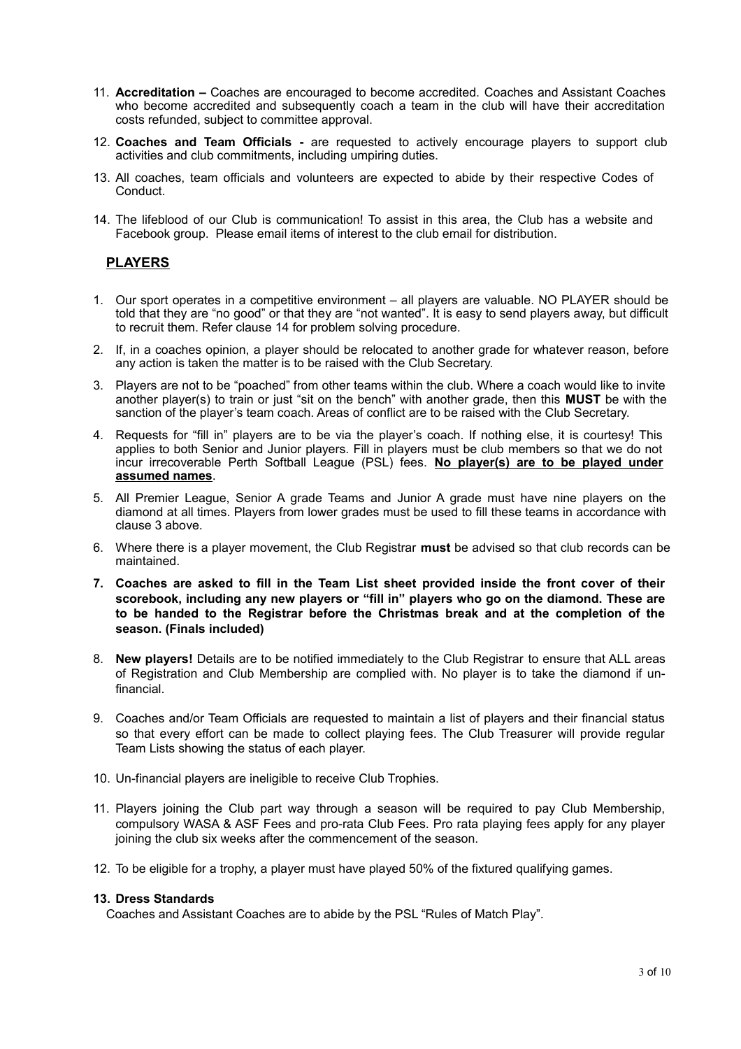11. **Accreditation –** Coaches are encouraged to become accredited. Coaches and Assistant Coaches who become accredited and subsequently coach a team in the club will have their accreditation costs refunded, subject to committee approval.

12. **Coaches and Team Officials -** are requested to actively encourage players to support club activities and club commitments, including umpiring duties.

13. All coaches, team officials and volunteers are expected to abide by their respective Codes of Conduct.

14. The lifeblood of our Club is communication! To assist in this area, the Club has a website and Facebook group. Please email items of interest to the club email for distribution.

## PLAYERS

1. Our sport operates in a competitive environment – all players are valuable. NO PLAYER should be told that they are "no good" or that they are "not wanted". It is easy to send players away, but difficult to recruit them. Refer clause 14 for problem solving procedure.

2. If, in a coaches opinion, a player should be relocated to another grade for whatever reason, before any action is taken the matter is to be raised with the Club Secretary.

3. Players are not to be "poached" from other teams within the club. Where a coach would like to invite another player(s) to train or just "sit on the bench" with another grade, then this **MUST** be with the sanction of the player's team coach. Areas of conflict are to be raised with the Club Secretary.

4. Requests for "fill in" players are to be via the player's coach. If nothing else, it is courtesy! This applies to both Senior and Junior players. Fill in players must be club members so that we do not incur irrecoverable Perth Softball League (PSL) fees. **<u>No player(s) are to be played under assumed names</u>**.

5. All Premier League, Senior A grade Teams and Junior A grade must have nine players on the diamond at all times. Players from lower grades must be used to fill these teams in accordance with clause 3 above.

6. Where there is a player movement, the Club Registrar **must** be advised so that club records can be maintained.

7. **Coaches are asked to fill in the Team List sheet provided inside the front cover of their scorebook, including any new players or "fill in" players who go on the diamond. These are to be handed to the Registrar before the Christmas break and at the completion of the season. (Finals included)**

8. **New players!** Details are to be notified immediately to the Club Registrar to ensure that ALL areas of Registration and Club Membership are complied with. No player is to take the diamond if un-financial.

9. Coaches and/or Team Officials are requested to maintain a list of players and their financial status so that every effort can be made to collect playing fees. The Club Treasurer will provide regular Team Lists showing the status of each player.

10. Un-financial players are ineligible to receive Club Trophies.

11. Players joining the Club part way through a season will be required to pay Club Membership, compulsory WASA & ASF Fees and pro-rata Club Fees. Pro rata playing fees apply for any player joining the club six weeks after the commencement of the season.

12. To be eligible for a trophy, a player must have played 50% of the fixtured qualifying games.

13. **Dress Standards**

    Coaches and Assistant Coaches are to abide by the PSL "Rules of Match Play".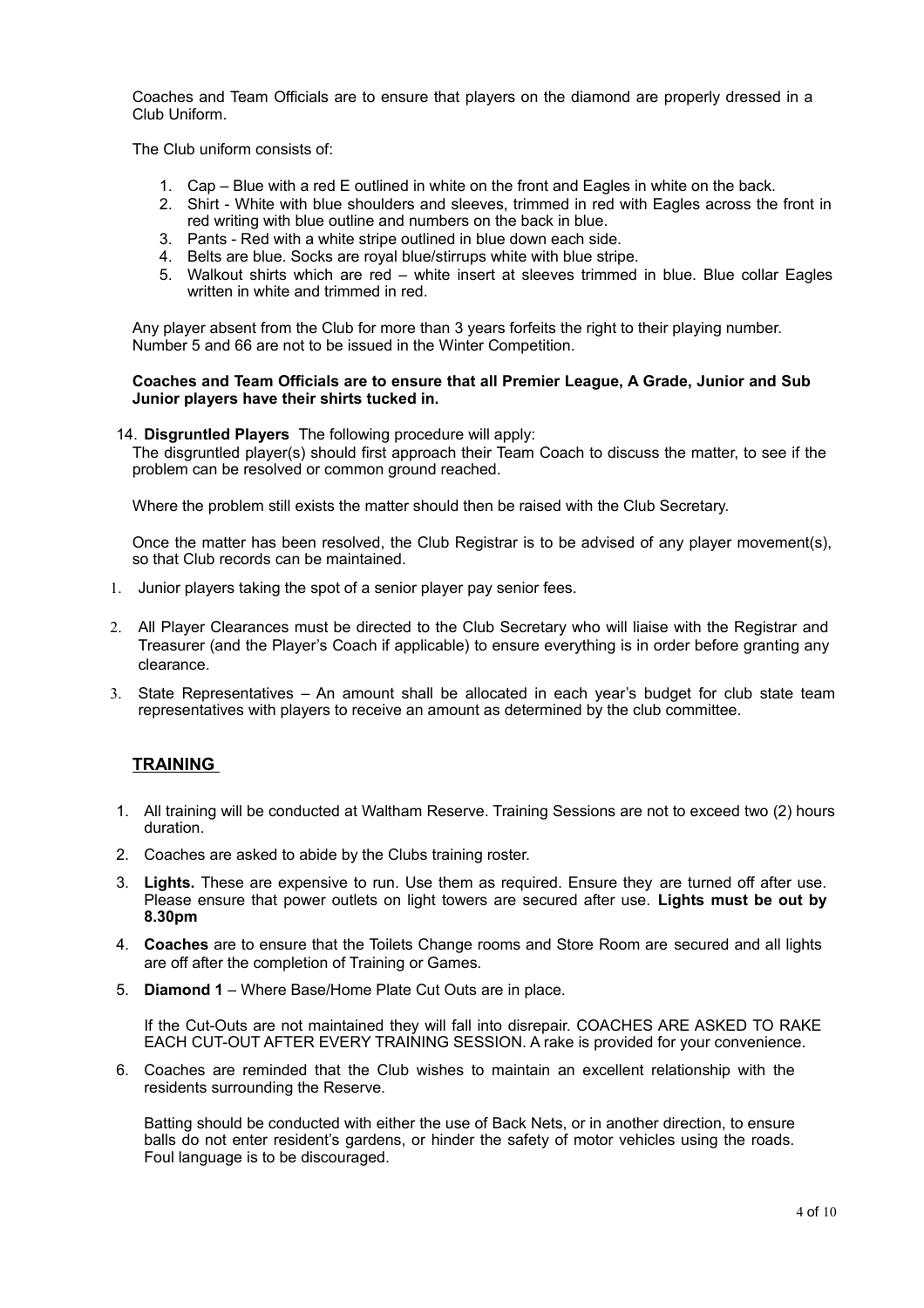Coaches and Team Officials are to ensure that players on the diamond are properly dressed in a Club Uniform.

The Club uniform consists of:

1. Cap – Blue with a red E outlined in white on the front and Eagles in white on the back.
2. Shirt - White with blue shoulders and sleeves, trimmed in red with Eagles across the front in red writing with blue outline and numbers on the back in blue.
3. Pants - Red with a white stripe outlined in blue down each side.
4. Belts are blue. Socks are royal blue/stirrups white with blue stripe.
5. Walkout shirts which are red – white insert at sleeves trimmed in blue. Blue collar Eagles written in white and trimmed in red.

Any player absent from the Club for more than 3 years forfeits the right to their playing number. Number 5 and 66 are not to be issued in the Winter Competition.

**Coaches and Team Officials are to ensure that all Premier League, A Grade, Junior and Sub Junior players have their shirts tucked in.**

14. **Disgruntled Players** The following procedure will apply:
The disgruntled player(s) should first approach their Team Coach to discuss the matter, to see if the problem can be resolved or common ground reached.

Where the problem still exists the matter should then be raised with the Club Secretary.

Once the matter has been resolved, the Club Registrar is to be advised of any player movement(s), so that Club records can be maintained.

1. Junior players taking the spot of a senior player pay senior fees.
2. All Player Clearances must be directed to the Club Secretary who will liaise with the Registrar and Treasurer (and the Player's Coach if applicable) to ensure everything is in order before granting any clearance.
3. State Representatives – An amount shall be allocated in each year's budget for club state team representatives with players to receive an amount as determined by the club committee.

## TRAINING

1. All training will be conducted at Waltham Reserve. Training Sessions are not to exceed two (2) hours duration.
2. Coaches are asked to abide by the Clubs training roster.
3. **Lights.** These are expensive to run. Use them as required. Ensure they are turned off after use. Please ensure that power outlets on light towers are secured after use. **Lights must be out by 8.30pm**
4. **Coaches** are to ensure that the Toilets Change rooms and Store Room are secured and all lights are off after the completion of Training or Games.
5. **Diamond 1** – Where Base/Home Plate Cut Outs are in place.

   If the Cut-Outs are not maintained they will fall into disrepair. COACHES ARE ASKED TO RAKE EACH CUT-OUT AFTER EVERY TRAINING SESSION. A rake is provided for your convenience.
6. Coaches are reminded that the Club wishes to maintain an excellent relationship with the residents surrounding the Reserve.

   Batting should be conducted with either the use of Back Nets, or in another direction, to ensure balls do not enter resident's gardens, or hinder the safety of motor vehicles using the roads. Foul language is to be discouraged.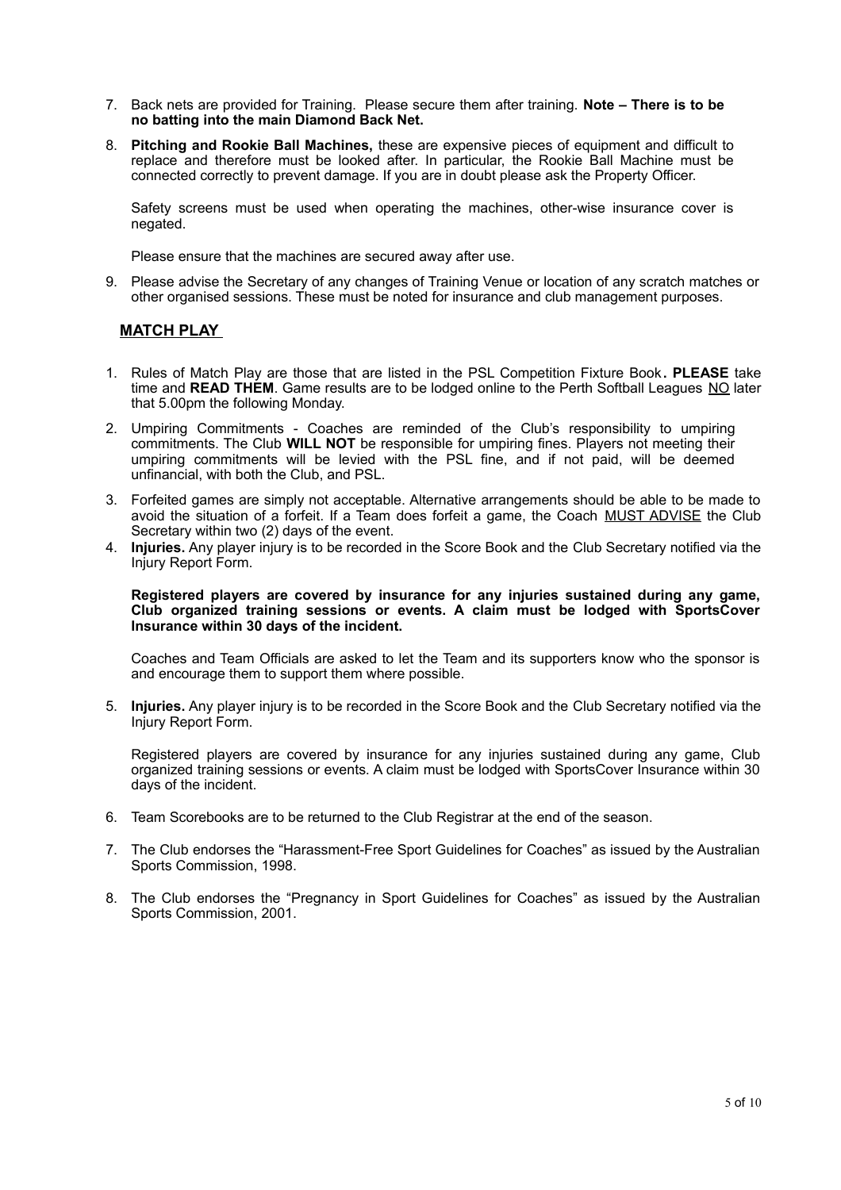7. Back nets are provided for Training. Please secure them after training. **Note – There is to be no batting into the main Diamond Back Net.**

8. **Pitching and Rookie Ball Machines,** these are expensive pieces of equipment and difficult to replace and therefore must be looked after. In particular, the Rookie Ball Machine must be connected correctly to prevent damage. If you are in doubt please ask the Property Officer.

   Safety screens must be used when operating the machines, other-wise insurance cover is negated.

   Please ensure that the machines are secured away after use.

9. Please advise the Secretary of any changes of Training Venue or location of any scratch matches or other organised sessions. These must be noted for insurance and club management purposes.

## MATCH PLAY

1. Rules of Match Play are those that are listed in the PSL Competition Fixture Book**. PLEASE** take time and **READ THEM**. Game results are to be lodged online to the Perth Softball Leagues NO later that 5.00pm the following Monday.

2. Umpiring Commitments - Coaches are reminded of the Club's responsibility to umpiring commitments. The Club **WILL NOT** be responsible for umpiring fines. Players not meeting their umpiring commitments will be levied with the PSL fine, and if not paid, will be deemed unfinancial, with both the Club, and PSL.

3. Forfeited games are simply not acceptable. Alternative arrangements should be able to be made to avoid the situation of a forfeit. If a Team does forfeit a game, the Coach MUST ADVISE the Club Secretary within two (2) days of the event.

4. **Injuries.** Any player injury is to be recorded in the Score Book and the Club Secretary notified via the Injury Report Form.

   **Registered players are covered by insurance for any injuries sustained during any game, Club organized training sessions or events. A claim must be lodged with SportsCover Insurance within 30 days of the incident.**

   Coaches and Team Officials are asked to let the Team and its supporters know who the sponsor is and encourage them to support them where possible.

5. **Injuries.** Any player injury is to be recorded in the Score Book and the Club Secretary notified via the Injury Report Form.

   Registered players are covered by insurance for any injuries sustained during any game, Club organized training sessions or events. A claim must be lodged with SportsCover Insurance within 30 days of the incident.

6. Team Scorebooks are to be returned to the Club Registrar at the end of the season.

7. The Club endorses the "Harassment-Free Sport Guidelines for Coaches" as issued by the Australian Sports Commission, 1998.

8. The Club endorses the "Pregnancy in Sport Guidelines for Coaches" as issued by the Australian Sports Commission, 2001.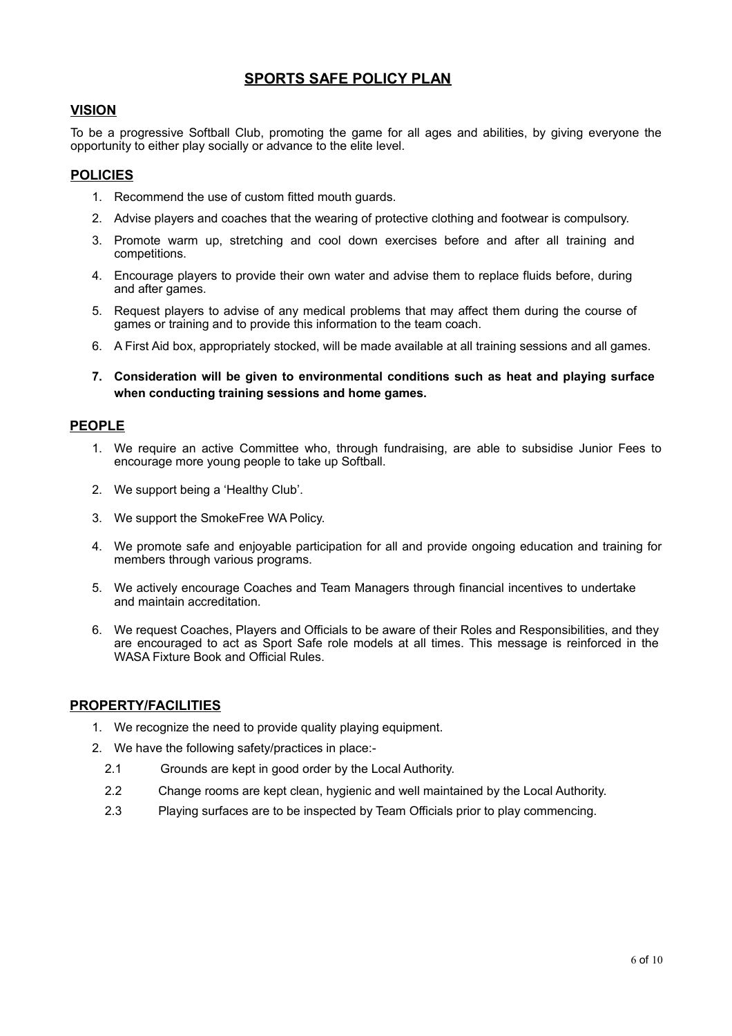# SPORTS SAFE POLICY PLAN

## VISION

To be a progressive Softball Club, promoting the game for all ages and abilities, by giving everyone the opportunity to either play socially or advance to the elite level.

## POLICIES

1. Recommend the use of custom fitted mouth guards.
2. Advise players and coaches that the wearing of protective clothing and footwear is compulsory.
3. Promote warm up, stretching and cool down exercises before and after all training and competitions.
4. Encourage players to provide their own water and advise them to replace fluids before, during and after games.
5. Request players to advise of any medical problems that may affect them during the course of games or training and to provide this information to the team coach.
6. A First Aid box, appropriately stocked, will be made available at all training sessions and all games.
7. **Consideration will be given to environmental conditions such as heat and playing surface when conducting training sessions and home games.**

## PEOPLE

1. We require an active Committee who, through fundraising, are able to subsidise Junior Fees to encourage more young people to take up Softball.
2. We support being a 'Healthy Club'.
3. We support the SmokeFree WA Policy.
4. We promote safe and enjoyable participation for all and provide ongoing education and training for members through various programs.
5. We actively encourage Coaches and Team Managers through financial incentives to undertake and maintain accreditation.
6. We request Coaches, Players and Officials to be aware of their Roles and Responsibilities, and they are encouraged to act as Sport Safe role models at all times. This message is reinforced in the WASA Fixture Book and Official Rules.

## PROPERTY/FACILITIES

1. We recognize the need to provide quality playing equipment.
2. We have the following safety/practices in place:-
   - 2.1 Grounds are kept in good order by the Local Authority.
   - 2.2 Change rooms are kept clean, hygienic and well maintained by the Local Authority.
   - 2.3 Playing surfaces are to be inspected by Team Officials prior to play commencing.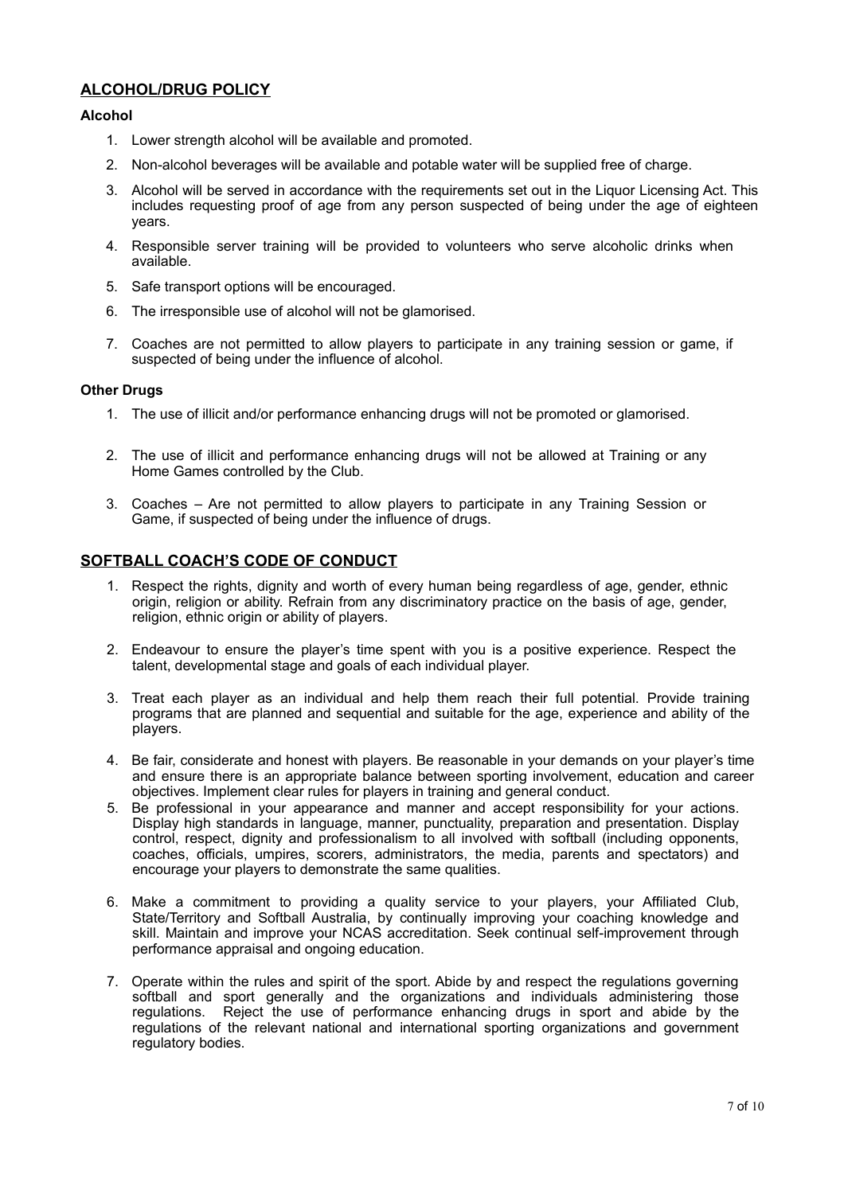## ALCOHOL/DRUG POLICY

### Alcohol

1. Lower strength alcohol will be available and promoted.
2. Non-alcohol beverages will be available and potable water will be supplied free of charge.
3. Alcohol will be served in accordance with the requirements set out in the Liquor Licensing Act. This includes requesting proof of age from any person suspected of being under the age of eighteen years.
4. Responsible server training will be provided to volunteers who serve alcoholic drinks when available.
5. Safe transport options will be encouraged.
6. The irresponsible use of alcohol will not be glamorised.
7. Coaches are not permitted to allow players to participate in any training session or game, if suspected of being under the influence of alcohol.

### Other Drugs

1. The use of illicit and/or performance enhancing drugs will not be promoted or glamorised.
2. The use of illicit and performance enhancing drugs will not be allowed at Training or any Home Games controlled by the Club.
3. Coaches – Are not permitted to allow players to participate in any Training Session or Game, if suspected of being under the influence of drugs.

## SOFTBALL COACH'S CODE OF CONDUCT

1. Respect the rights, dignity and worth of every human being regardless of age, gender, ethnic origin, religion or ability. Refrain from any discriminatory practice on the basis of age, gender, religion, ethnic origin or ability of players.
2. Endeavour to ensure the player's time spent with you is a positive experience. Respect the talent, developmental stage and goals of each individual player.
3. Treat each player as an individual and help them reach their full potential. Provide training programs that are planned and sequential and suitable for the age, experience and ability of the players.
4. Be fair, considerate and honest with players. Be reasonable in your demands on your player's time and ensure there is an appropriate balance between sporting involvement, education and career objectives. Implement clear rules for players in training and general conduct.
5. Be professional in your appearance and manner and accept responsibility for your actions. Display high standards in language, manner, punctuality, preparation and presentation. Display control, respect, dignity and professionalism to all involved with softball (including opponents, coaches, officials, umpires, scorers, administrators, the media, parents and spectators) and encourage your players to demonstrate the same qualities.
6. Make a commitment to providing a quality service to your players, your Affiliated Club, State/Territory and Softball Australia, by continually improving your coaching knowledge and skill. Maintain and improve your NCAS accreditation. Seek continual self-improvement through performance appraisal and ongoing education.
7. Operate within the rules and spirit of the sport. Abide by and respect the regulations governing softball and sport generally and the organizations and individuals administering those regulations. Reject the use of performance enhancing drugs in sport and abide by the regulations of the relevant national and international sporting organizations and government regulatory bodies.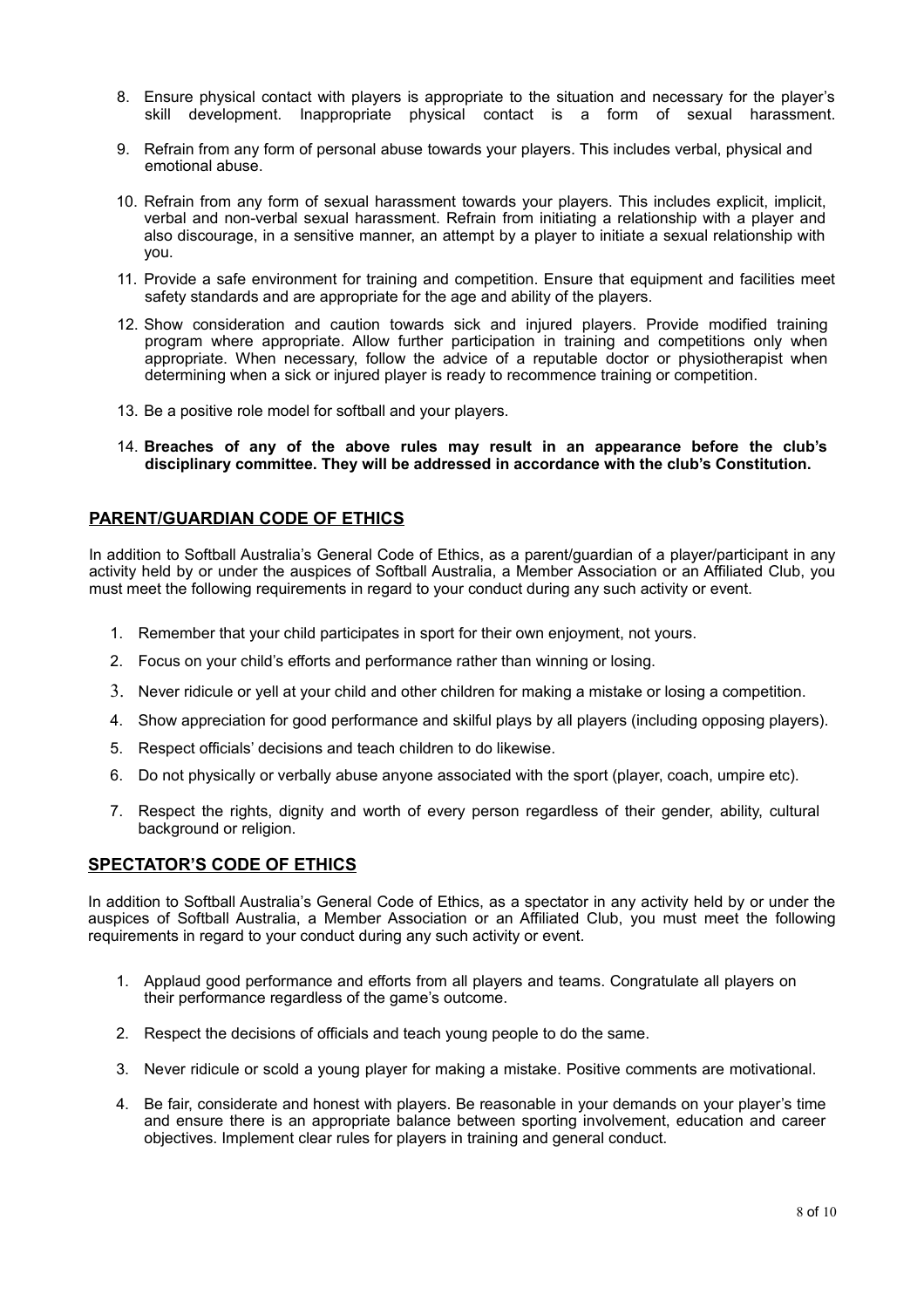8. Ensure physical contact with players is appropriate to the situation and necessary for the player's skill development. Inappropriate physical contact is a form of sexual harassment.

9. Refrain from any form of personal abuse towards your players. This includes verbal, physical and emotional abuse.

10. Refrain from any form of sexual harassment towards your players. This includes explicit, implicit, verbal and non-verbal sexual harassment. Refrain from initiating a relationship with a player and also discourage, in a sensitive manner, an attempt by a player to initiate a sexual relationship with you.

11. Provide a safe environment for training and competition. Ensure that equipment and facilities meet safety standards and are appropriate for the age and ability of the players.

12. Show consideration and caution towards sick and injured players. Provide modified training program where appropriate. Allow further participation in training and competitions only when appropriate. When necessary, follow the advice of a reputable doctor or physiotherapist when determining when a sick or injured player is ready to recommence training or competition.

13. Be a positive role model for softball and your players.

14. **Breaches of any of the above rules may result in an appearance before the club's disciplinary committee. They will be addressed in accordance with the club's Constitution.**

## PARENT/GUARDIAN CODE OF ETHICS

In addition to Softball Australia's General Code of Ethics, as a parent/guardian of a player/participant in any activity held by or under the auspices of Softball Australia, a Member Association or an Affiliated Club, you must meet the following requirements in regard to your conduct during any such activity or event.

1. Remember that your child participates in sport for their own enjoyment, not yours.
2. Focus on your child's efforts and performance rather than winning or losing.
3. Never ridicule or yell at your child and other children for making a mistake or losing a competition.
4. Show appreciation for good performance and skilful plays by all players (including opposing players).
5. Respect officials' decisions and teach children to do likewise.
6. Do not physically or verbally abuse anyone associated with the sport (player, coach, umpire etc).
7. Respect the rights, dignity and worth of every person regardless of their gender, ability, cultural background or religion.

## SPECTATOR'S CODE OF ETHICS

In addition to Softball Australia's General Code of Ethics, as a spectator in any activity held by or under the auspices of Softball Australia, a Member Association or an Affiliated Club, you must meet the following requirements in regard to your conduct during any such activity or event.

1. Applaud good performance and efforts from all players and teams. Congratulate all players on their performance regardless of the game's outcome.

2. Respect the decisions of officials and teach young people to do the same.

3. Never ridicule or scold a young player for making a mistake. Positive comments are motivational.

4. Be fair, considerate and honest with players. Be reasonable in your demands on your player's time and ensure there is an appropriate balance between sporting involvement, education and career objectives. Implement clear rules for players in training and general conduct.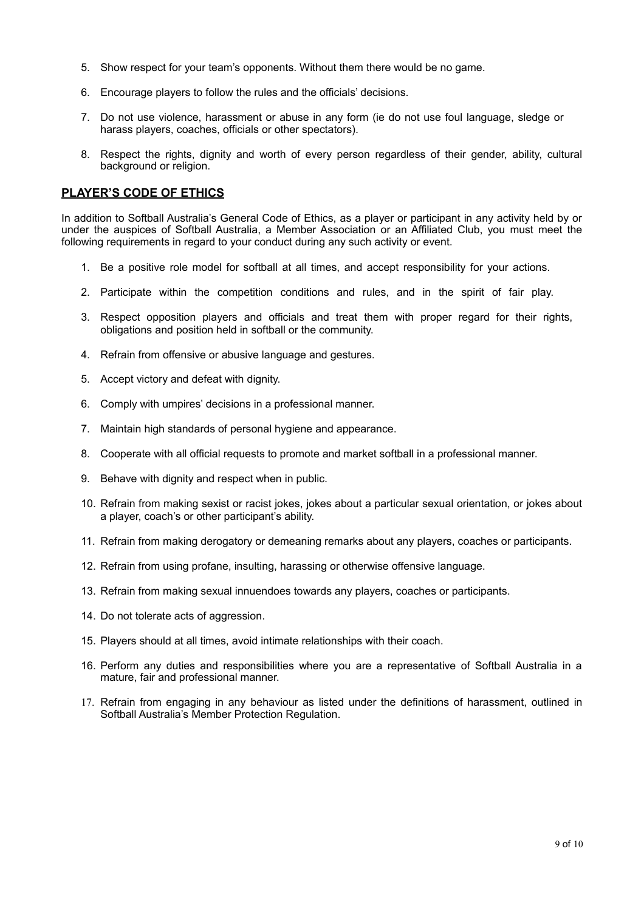5. Show respect for your team's opponents. Without them there would be no game.

6. Encourage players to follow the rules and the officials' decisions.

7. Do not use violence, harassment or abuse in any form (ie do not use foul language, sledge or harass players, coaches, officials or other spectators).

8. Respect the rights, dignity and worth of every person regardless of their gender, ability, cultural background or religion.

## **PLAYER'S CODE OF ETHICS**

In addition to Softball Australia's General Code of Ethics, as a player or participant in any activity held by or under the auspices of Softball Australia, a Member Association or an Affiliated Club, you must meet the following requirements in regard to your conduct during any such activity or event.

1. Be a positive role model for softball at all times, and accept responsibility for your actions.

2. Participate within the competition conditions and rules, and in the spirit of fair play.

3. Respect opposition players and officials and treat them with proper regard for their rights, obligations and position held in softball or the community.

4. Refrain from offensive or abusive language and gestures.

5. Accept victory and defeat with dignity.

6. Comply with umpires' decisions in a professional manner.

7. Maintain high standards of personal hygiene and appearance.

8. Cooperate with all official requests to promote and market softball in a professional manner.

9. Behave with dignity and respect when in public.

10. Refrain from making sexist or racist jokes, jokes about a particular sexual orientation, or jokes about a player, coach's or other participant's ability.

11. Refrain from making derogatory or demeaning remarks about any players, coaches or participants.

12. Refrain from using profane, insulting, harassing or otherwise offensive language.

13. Refrain from making sexual innuendoes towards any players, coaches or participants.

14. Do not tolerate acts of aggression.

15. Players should at all times, avoid intimate relationships with their coach.

16. Perform any duties and responsibilities where you are a representative of Softball Australia in a mature, fair and professional manner.

17. Refrain from engaging in any behaviour as listed under the definitions of harassment, outlined in Softball Australia's Member Protection Regulation.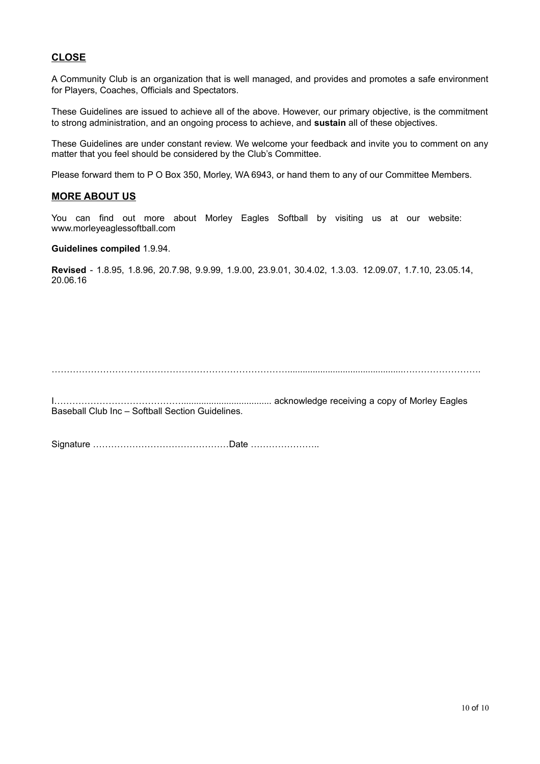## CLOSE

A Community Club is an organization that is well managed, and provides and promotes a safe environment for Players, Coaches, Officials and Spectators.

These Guidelines are issued to achieve all of the above. However, our primary objective, is the commitment to strong administration, and an ongoing process to achieve, and **sustain** all of these objectives.

These Guidelines are under constant review. We welcome your feedback and invite you to comment on any matter that you feel should be considered by the Club's Committee.

Please forward them to P O Box 350, Morley, WA 6943, or hand them to any of our Committee Members.

## MORE ABOUT US

You can find out more about Morley Eagles Softball by visiting us at our website: www.morleyeaglessoftball.com

**Guidelines compiled** 1.9.94.

**Revised** - 1.8.95, 1.8.96, 20.7.98, 9.9.99, 1.9.00, 23.9.01, 30.4.02, 1.3.03. 12.09.07, 1.7.10, 23.05.14, 20.06.16

…………………………………………………………………………………………………………………………………

I……………………………………………………………… acknowledge receiving a copy of Morley Eagles Baseball Club Inc – Softball Section Guidelines.

Signature ………………………………………Date …………………..